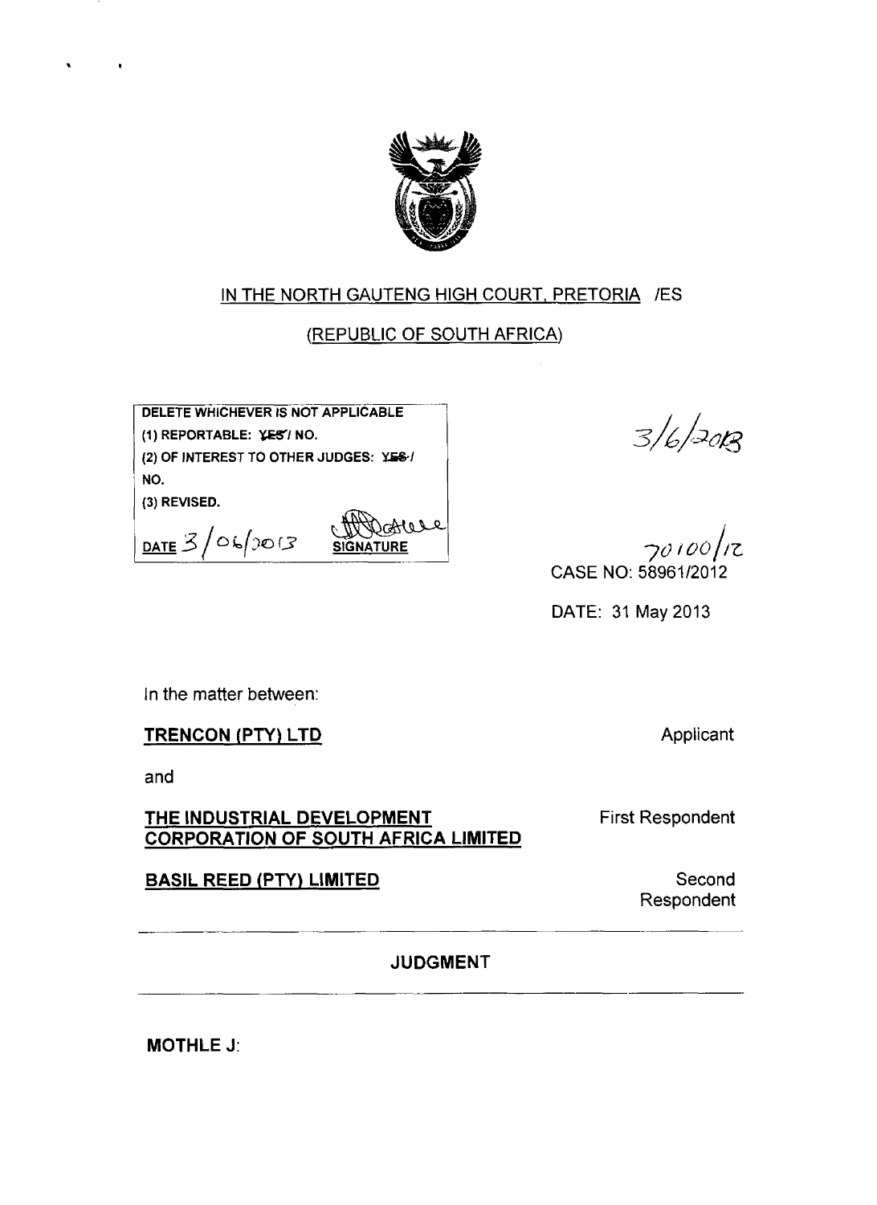IN THE NORTH GAUTENG HIGH COURT, PRETORIA /ES

(REPUBLIC OF SOUTH AFRICA)

| DELETE WHICHEVER IS NOT APPLICABLE |
|---|
| (1) REPORTABLE: ~~YES~~ / NO. |
| (2) OF INTEREST TO OTHER JUDGES: ~~YES~~ / NO. |
| (3) REVISED. |
| DATE 3/06/2013 SIGNATURE |

3/6/2013

70100/12

CASE NO: 58961/2012

DATE: 31 May 2013

In the matter between:

**TRENCON (PTY) LTD** — Applicant

and

**THE INDUSTRIAL DEVELOPMENT CORPORATION OF SOUTH AFRICA LIMITED** — First Respondent

**BASIL REED (PTY) LIMITED** — Second Respondent

---

**JUDGMENT**

---

**MOTHLE J**: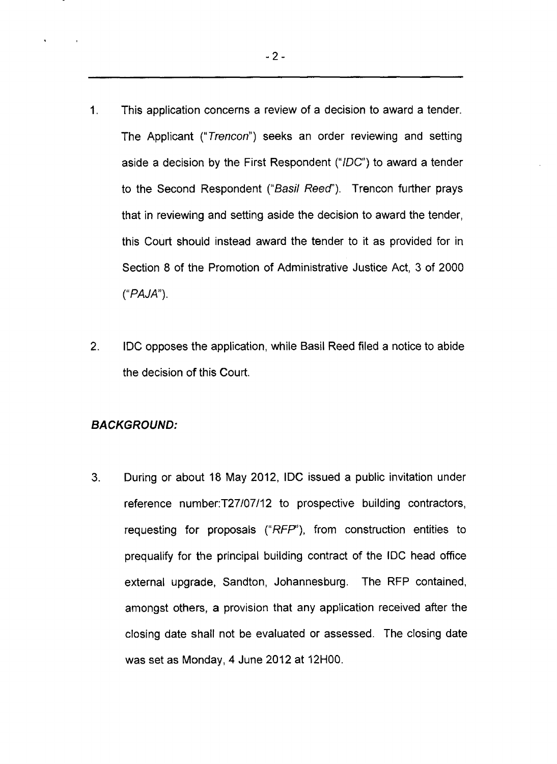1. This application concerns a review of a decision to award a tender. The Applicant ("*Trencon*") seeks an order reviewing and setting aside a decision by the First Respondent ("*IDC*") to award a tender to the Second Respondent ("*Basil Reed*"). Trencon further prays that in reviewing and setting aside the decision to award the tender, this Court should instead award the tender to it as provided for in Section 8 of the Promotion of Administrative Justice Act, 3 of 2000 ("*PAJA*").

2. IDC opposes the application, while Basil Reed filed a notice to abide the decision of this Court.

***BACKGROUND:***

3. During or about 18 May 2012, IDC issued a public invitation under reference number:T27/07/12 to prospective building contractors, requesting for proposals ("*RFP*"), from construction entities to prequalify for the principal building contract of the IDC head office external upgrade, Sandton, Johannesburg. The RFP contained, amongst others, a provision that any application received after the closing date shall not be evaluated or assessed. The closing date was set as Monday, 4 June 2012 at 12H00.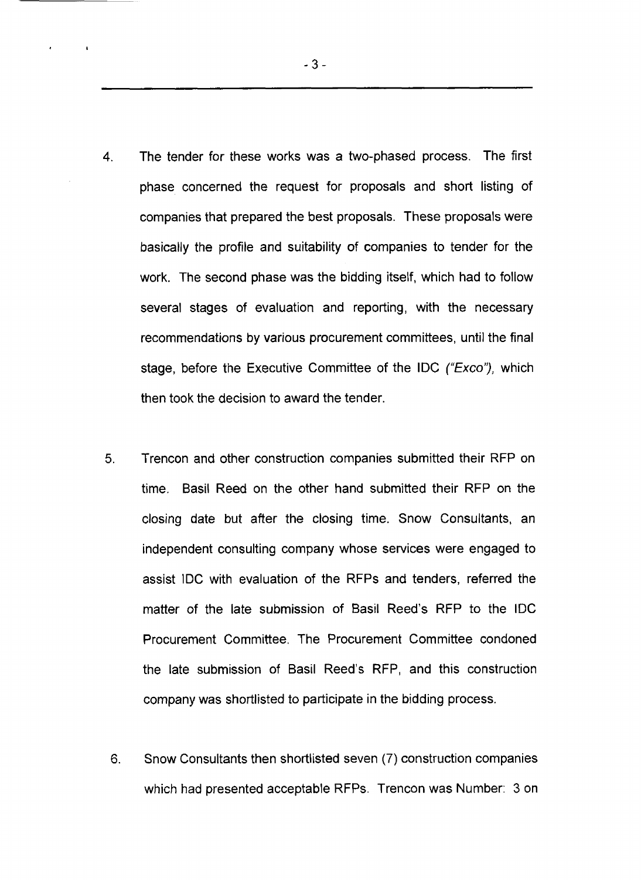4. The tender for these works was a two-phased process. The first phase concerned the request for proposals and short listing of companies that prepared the best proposals. These proposals were basically the profile and suitability of companies to tender for the work. The second phase was the bidding itself, which had to follow several stages of evaluation and reporting, with the necessary recommendations by various procurement committees, until the final stage, before the Executive Committee of the IDC *("Exco")*, which then took the decision to award the tender.

5. Trencon and other construction companies submitted their RFP on time. Basil Reed on the other hand submitted their RFP on the closing date but after the closing time. Snow Consultants, an independent consulting company whose services were engaged to assist IDC with evaluation of the RFPs and tenders, referred the matter of the late submission of Basil Reed's RFP to the IDC Procurement Committee. The Procurement Committee condoned the late submission of Basil Reed's RFP, and this construction company was shortlisted to participate in the bidding process.

6. Snow Consultants then shortlisted seven (7) construction companies which had presented acceptable RFPs. Trencon was Number: 3 on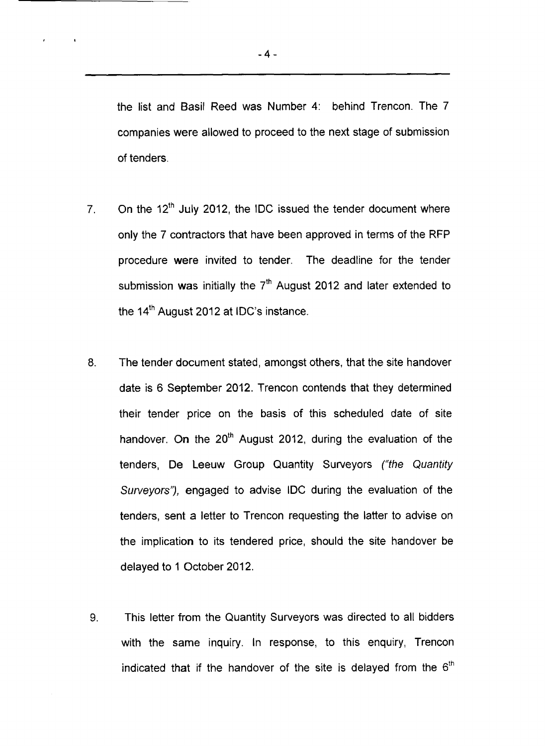the list and Basil Reed was Number 4: behind Trencon. The 7 companies were allowed to proceed to the next stage of submission of tenders.

7. On the 12th July 2012, the IDC issued the tender document where only the 7 contractors that have been approved in terms of the RFP procedure were invited to tender. The deadline for the tender submission was initially the 7th August 2012 and later extended to the 14th August 2012 at IDC's instance.

8. The tender document stated, amongst others, that the site handover date is 6 September 2012. Trencon contends that they determined their tender price on the basis of this scheduled date of site handover. On the 20th August 2012, during the evaluation of the tenders, De Leeuw Group Quantity Surveyors *("the Quantity Surveyors")*, engaged to advise IDC during the evaluation of the tenders, sent a letter to Trencon requesting the latter to advise on the implication to its tendered price, should the site handover be delayed to 1 October 2012.

9. This letter from the Quantity Surveyors was directed to all bidders with the same inquiry. In response, to this enquiry, Trencon indicated that if the handover of the site is delayed from the 6th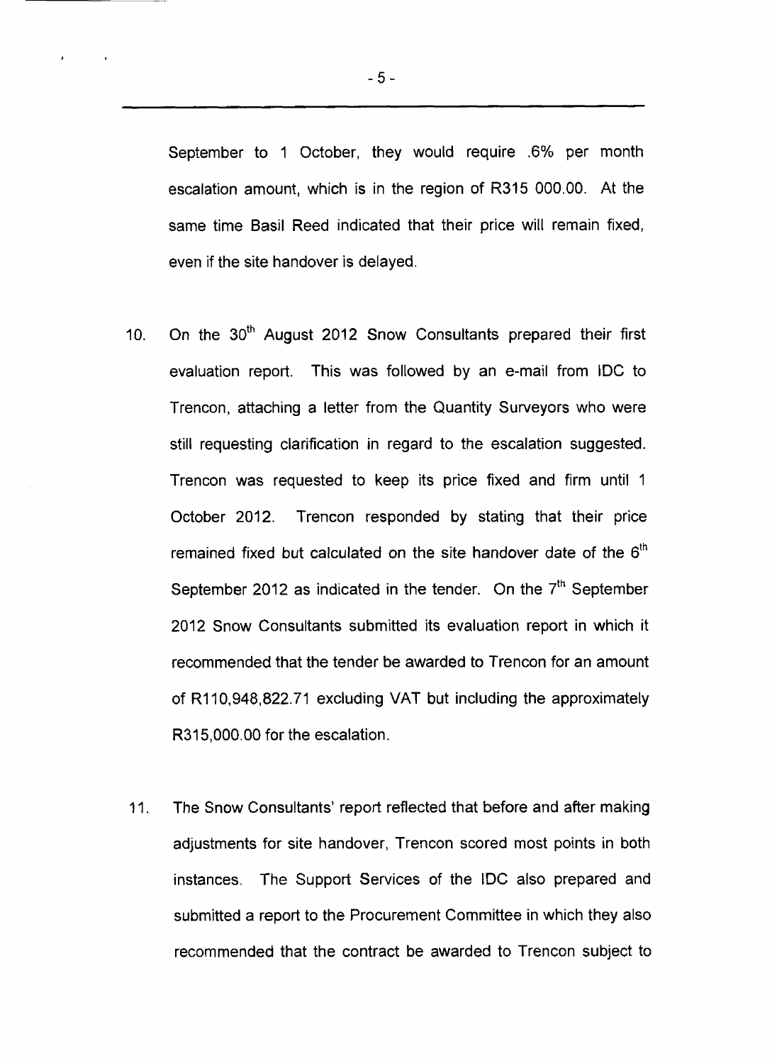September to 1 October, they would require .6% per month escalation amount, which is in the region of R315 000.00. At the same time Basil Reed indicated that their price will remain fixed, even if the site handover is delayed.

10. On the 30th August 2012 Snow Consultants prepared their first evaluation report. This was followed by an e-mail from IDC to Trencon, attaching a letter from the Quantity Surveyors who were still requesting clarification in regard to the escalation suggested. Trencon was requested to keep its price fixed and firm until 1 October 2012. Trencon responded by stating that their price remained fixed but calculated on the site handover date of the 6th September 2012 as indicated in the tender. On the 7th September 2012 Snow Consultants submitted its evaluation report in which it recommended that the tender be awarded to Trencon for an amount of R110,948,822.71 excluding VAT but including the approximately R315,000.00 for the escalation.

11. The Snow Consultants' report reflected that before and after making adjustments for site handover, Trencon scored most points in both instances. The Support Services of the IDC also prepared and submitted a report to the Procurement Committee in which they also recommended that the contract be awarded to Trencon subject to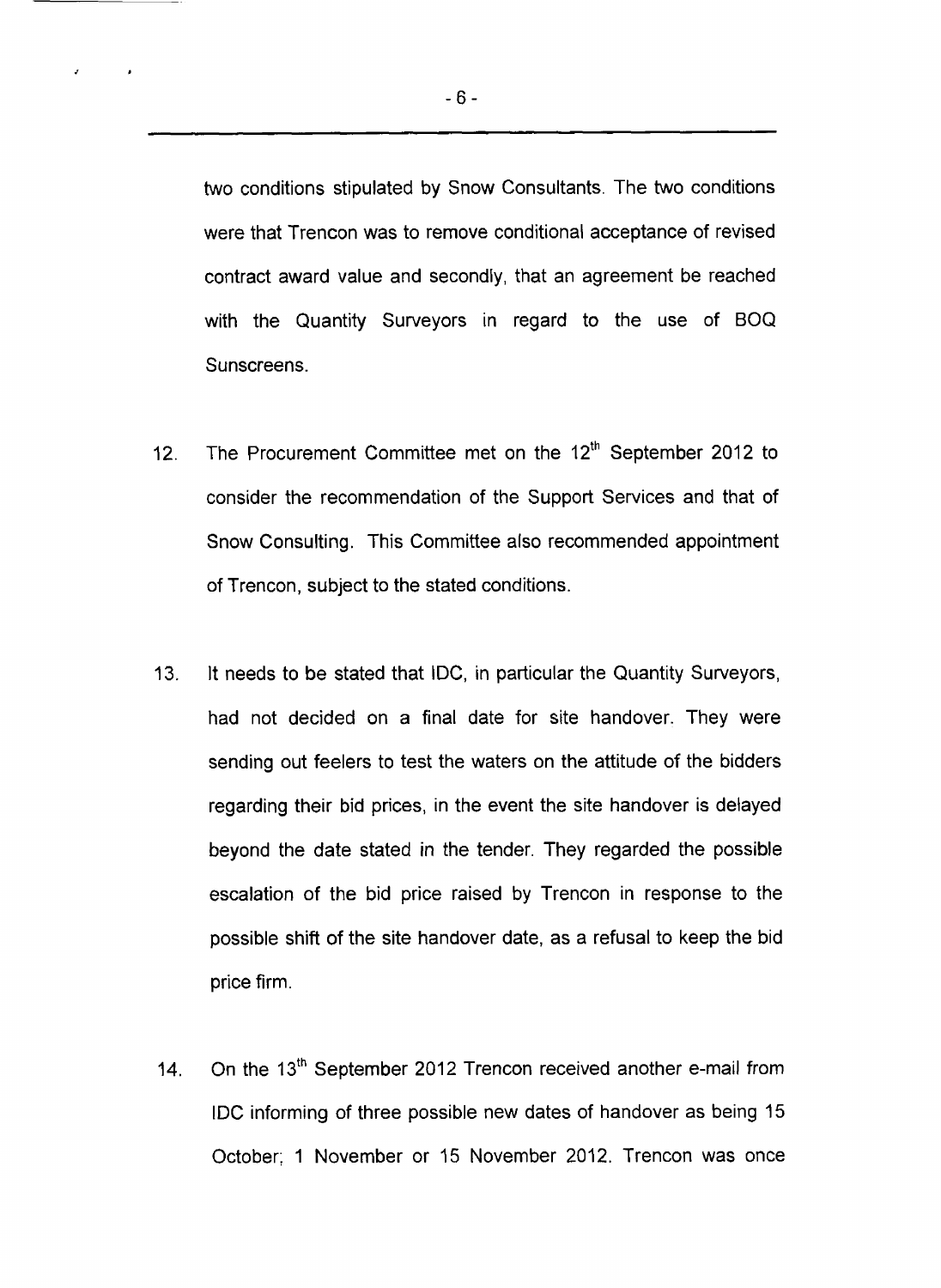two conditions stipulated by Snow Consultants. The two conditions were that Trencon was to remove conditional acceptance of revised contract award value and secondly, that an agreement be reached with the Quantity Surveyors in regard to the use of BOQ Sunscreens.

12. The Procurement Committee met on the 12th September 2012 to consider the recommendation of the Support Services and that of Snow Consulting. This Committee also recommended appointment of Trencon, subject to the stated conditions.

13. It needs to be stated that IDC, in particular the Quantity Surveyors, had not decided on a final date for site handover. They were sending out feelers to test the waters on the attitude of the bidders regarding their bid prices, in the event the site handover is delayed beyond the date stated in the tender. They regarded the possible escalation of the bid price raised by Trencon in response to the possible shift of the site handover date, as a refusal to keep the bid price firm.

14. On the 13th September 2012 Trencon received another e-mail from IDC informing of three possible new dates of handover as being 15 October; 1 November or 15 November 2012. Trencon was once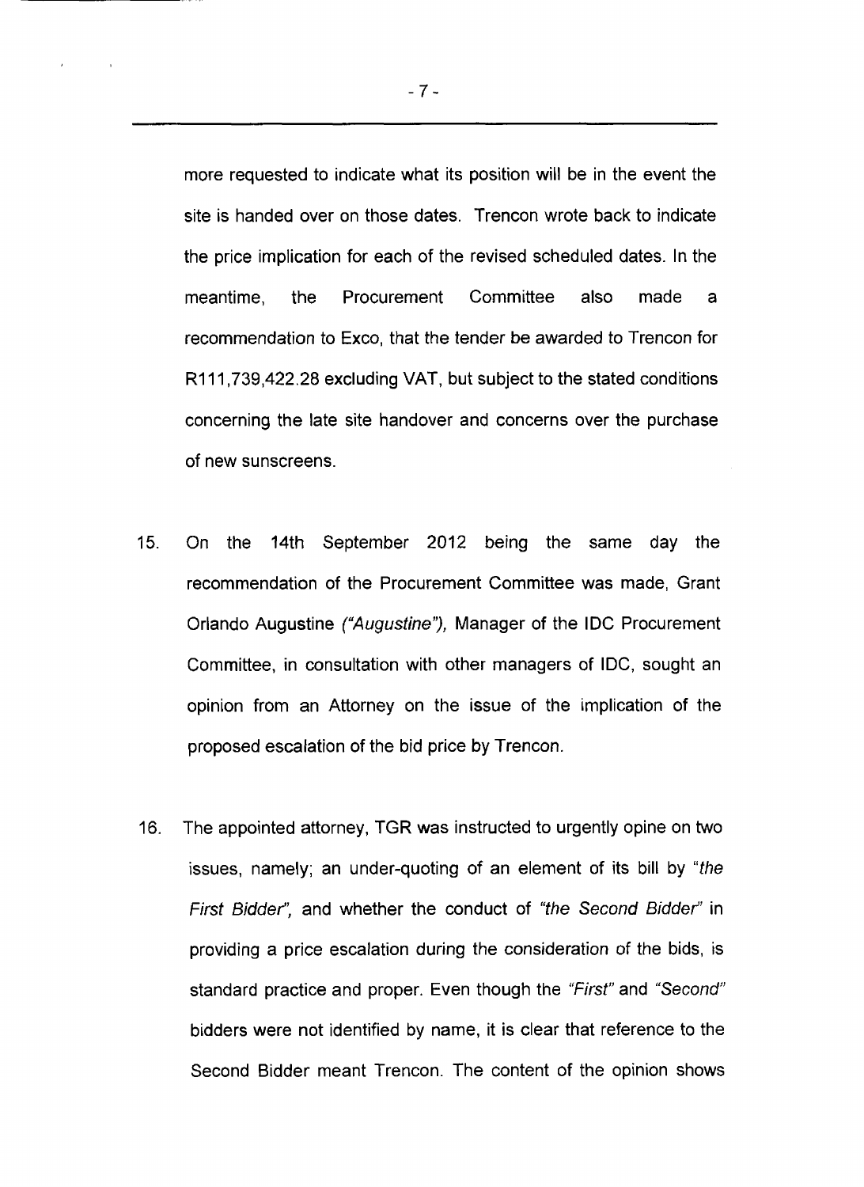more requested to indicate what its position will be in the event the site is handed over on those dates. Trencon wrote back to indicate the price implication for each of the revised scheduled dates. In the meantime, the Procurement Committee also made a recommendation to Exco, that the tender be awarded to Trencon for R111,739,422.28 excluding VAT, but subject to the stated conditions concerning the late site handover and concerns over the purchase of new sunscreens.

15. On the 14th September 2012 being the same day the recommendation of the Procurement Committee was made, Grant Orlando Augustine *("Augustine")*, Manager of the IDC Procurement Committee, in consultation with other managers of IDC, sought an opinion from an Attorney on the issue of the implication of the proposed escalation of the bid price by Trencon.

16. The appointed attorney, TGR was instructed to urgently opine on two issues, namely; an under-quoting of an element of its bill by *"the First Bidder"*, and whether the conduct of *"the Second Bidder"* in providing a price escalation during the consideration of the bids, is standard practice and proper. Even though the *"First"* and *"Second"* bidders were not identified by name, it is clear that reference to the Second Bidder meant Trencon. The content of the opinion shows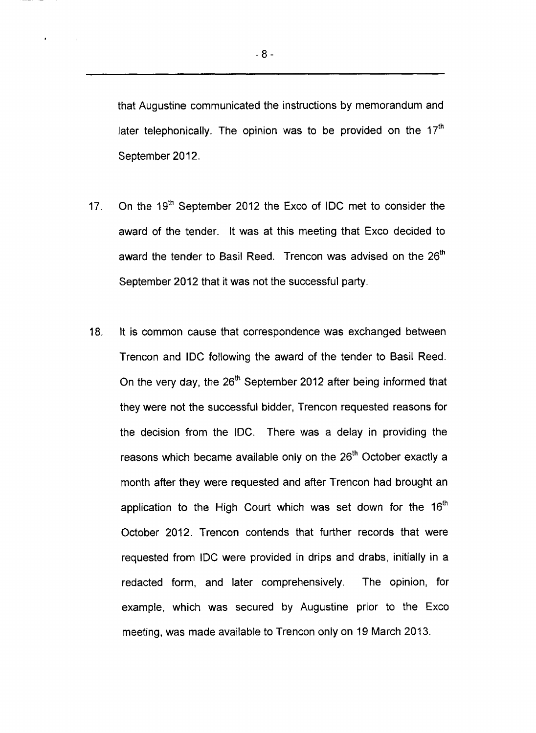that Augustine communicated the instructions by memorandum and later telephonically. The opinion was to be provided on the 17th September 2012.

17. On the 19th September 2012 the Exco of IDC met to consider the award of the tender. It was at this meeting that Exco decided to award the tender to Basil Reed. Trencon was advised on the 26th September 2012 that it was not the successful party.

18. It is common cause that correspondence was exchanged between Trencon and IDC following the award of the tender to Basil Reed. On the very day, the 26th September 2012 after being informed that they were not the successful bidder, Trencon requested reasons for the decision from the IDC. There was a delay in providing the reasons which became available only on the 26th October exactly a month after they were requested and after Trencon had brought an application to the High Court which was set down for the 16th October 2012. Trencon contends that further records that were requested from IDC were provided in drips and drabs, initially in a redacted form, and later comprehensively. The opinion, for example, which was secured by Augustine prior to the Exco meeting, was made available to Trencon only on 19 March 2013.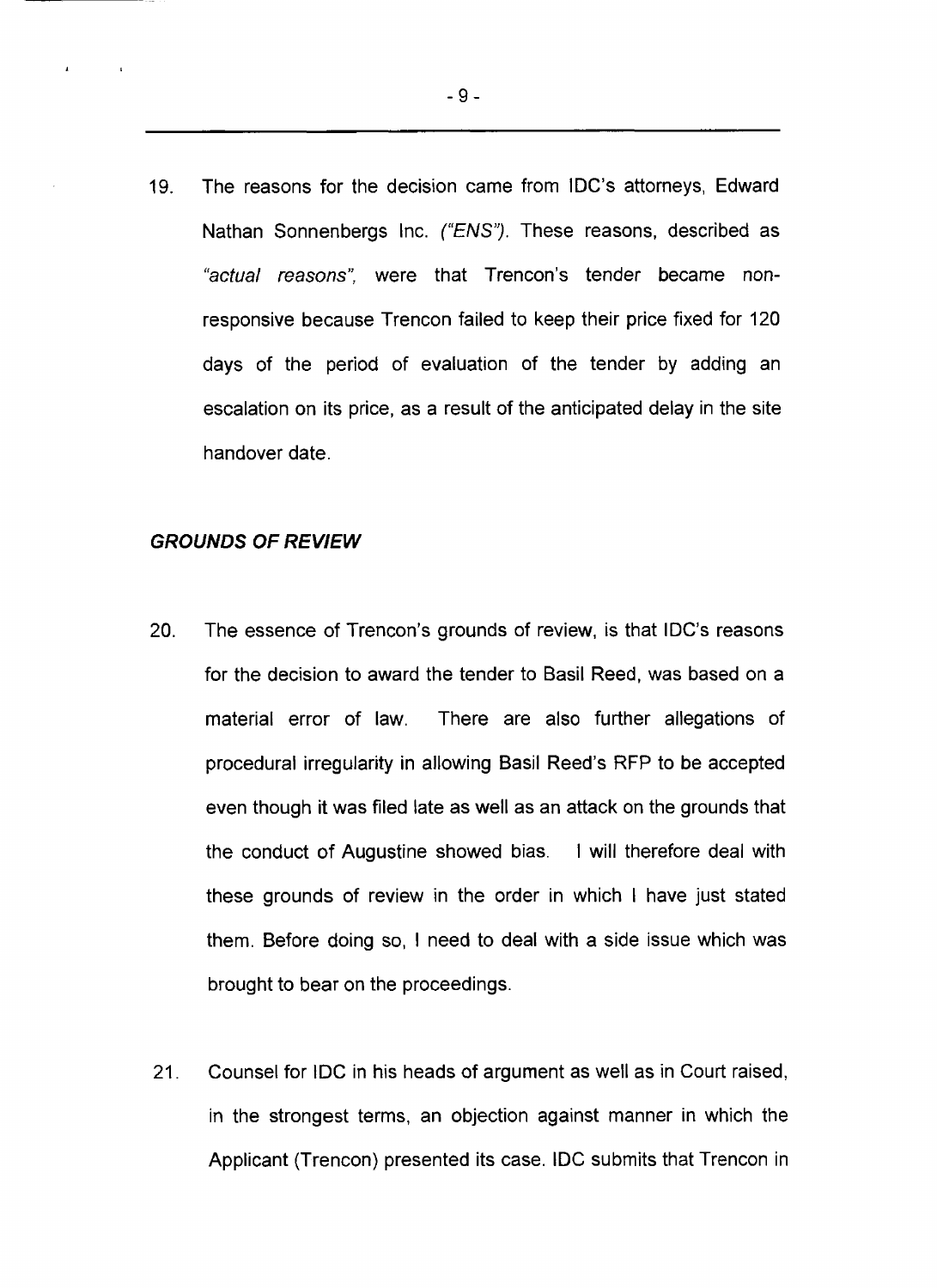19. The reasons for the decision came from IDC's attorneys, Edward Nathan Sonnenbergs Inc. *("ENS")*. These reasons, described as *"actual reasons"*, were that Trencon's tender became non-responsive because Trencon failed to keep their price fixed for 120 days of the period of evaluation of the tender by adding an escalation on its price, as a result of the anticipated delay in the site handover date.

### *GROUNDS OF REVIEW*

20. The essence of Trencon's grounds of review, is that IDC's reasons for the decision to award the tender to Basil Reed, was based on a material error of law. There are also further allegations of procedural irregularity in allowing Basil Reed's RFP to be accepted even though it was filed late as well as an attack on the grounds that the conduct of Augustine showed bias. I will therefore deal with these grounds of review in the order in which I have just stated them. Before doing so, I need to deal with a side issue which was brought to bear on the proceedings.

21. Counsel for IDC in his heads of argument as well as in Court raised, in the strongest terms, an objection against manner in which the Applicant (Trencon) presented its case. IDC submits that Trencon in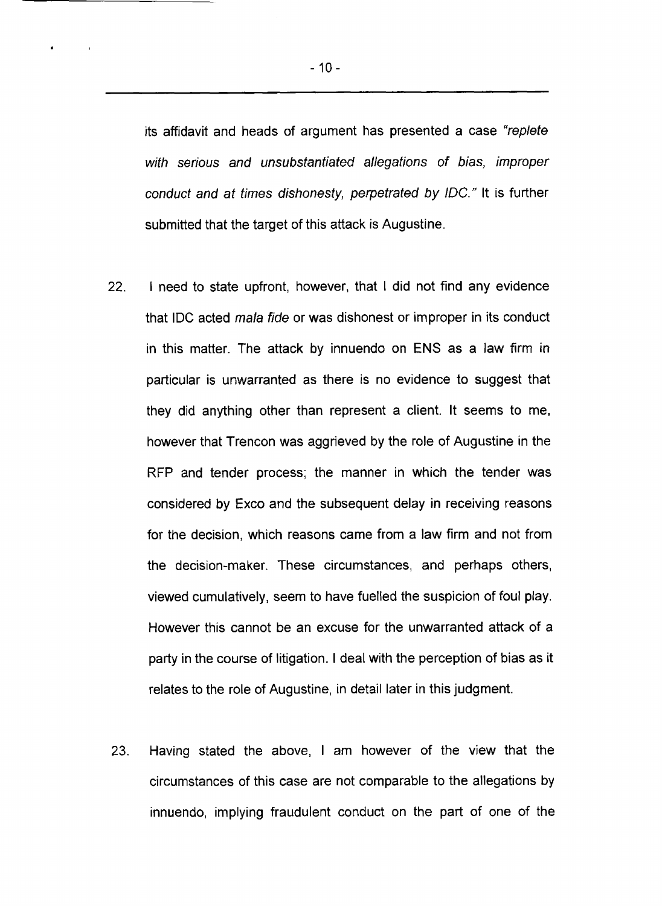its affidavit and heads of argument has presented a case *"replete with serious and unsubstantiated allegations of bias, improper conduct and at times dishonesty, perpetrated by IDC."* It is further submitted that the target of this attack is Augustine.

22. I need to state upfront, however, that I did not find any evidence that IDC acted *mala fide* or was dishonest or improper in its conduct in this matter. The attack by innuendo on ENS as a law firm in particular is unwarranted as there is no evidence to suggest that they did anything other than represent a client. It seems to me, however that Trencon was aggrieved by the role of Augustine in the RFP and tender process; the manner in which the tender was considered by Exco and the subsequent delay in receiving reasons for the decision, which reasons came from a law firm and not from the decision-maker. These circumstances, and perhaps others, viewed cumulatively, seem to have fuelled the suspicion of foul play. However this cannot be an excuse for the unwarranted attack of a party in the course of litigation. I deal with the perception of bias as it relates to the role of Augustine, in detail later in this judgment.

23. Having stated the above, I am however of the view that the circumstances of this case are not comparable to the allegations by innuendo, implying fraudulent conduct on the part of one of the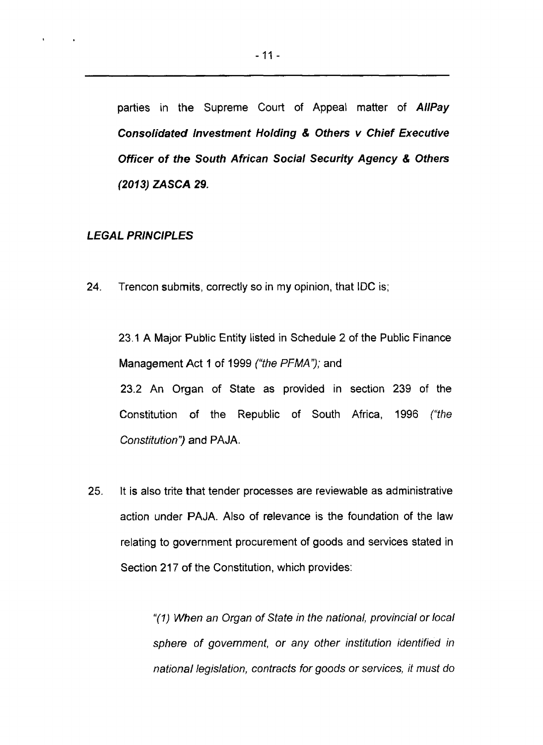parties in the Supreme Court of Appeal matter of ***AllPay Consolidated Investment Holding & Others v Chief Executive Officer of the South African Social Security Agency & Others (2013) ZASCA 29.***

## ***LEGAL PRINCIPLES***

24. Trencon submits, correctly so in my opinion, that IDC is;

    23.1 A Major Public Entity listed in Schedule 2 of the Public Finance Management Act 1 of 1999 *("the PFMA");* and

    23.2 An Organ of State as provided in section 239 of the Constitution of the Republic of South Africa, 1996 *("the Constitution")* and PAJA.

25. It is also trite that tender processes are reviewable as administrative action under PAJA. Also of relevance is the foundation of the law relating to government procurement of goods and services stated in Section 217 of the Constitution, which provides:

    > *"(1) When an Organ of State in the national, provincial or local sphere of government, or any other institution identified in national legislation, contracts for goods or services, it must do*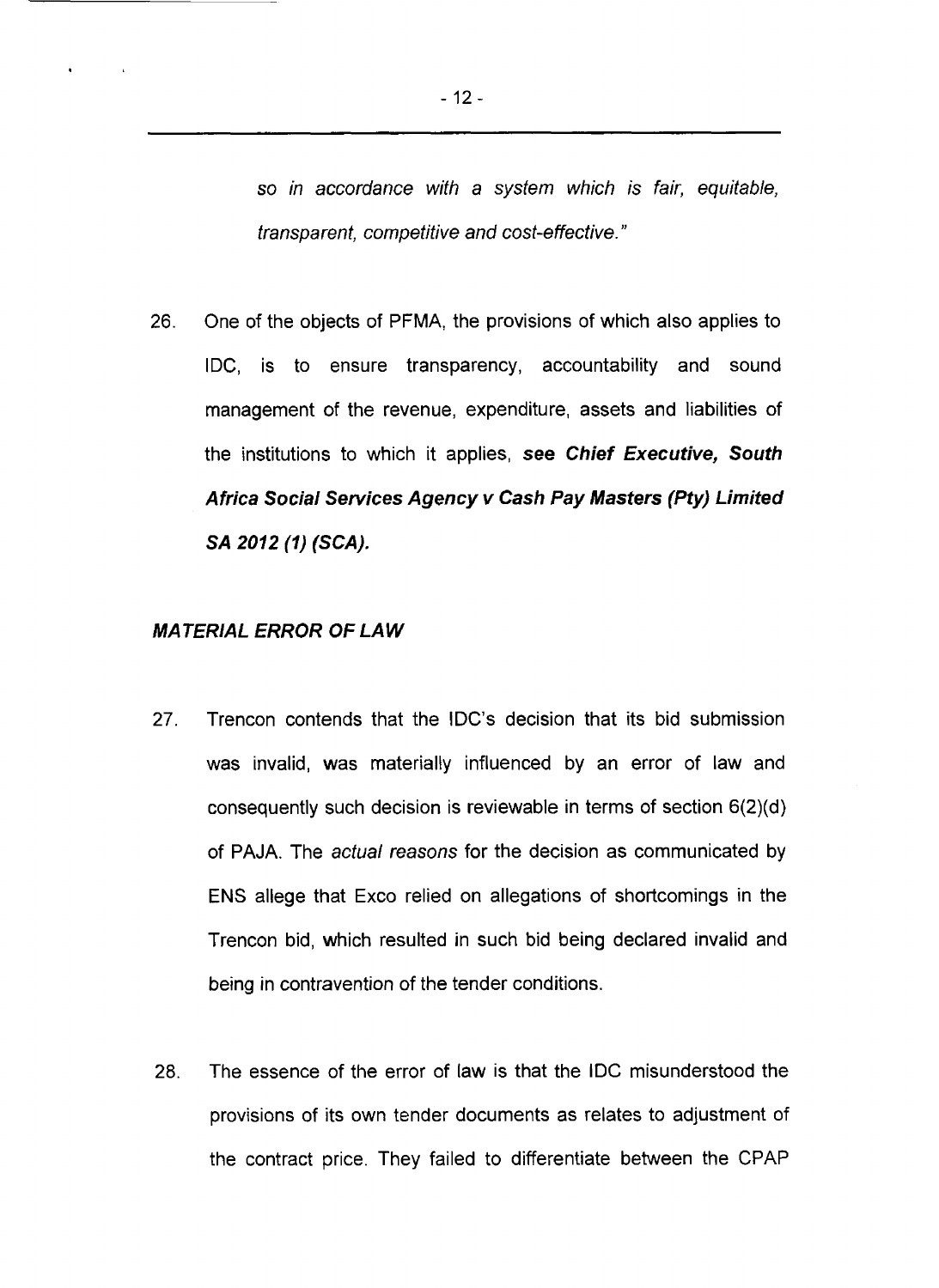*so in accordance with a system which is fair, equitable, transparent, competitive and cost-effective."*

26. One of the objects of PFMA, the provisions of which also applies to IDC, is to ensure transparency, accountability and sound management of the revenue, expenditure, assets and liabilities of the institutions to which it applies, ***see Chief Executive, South Africa Social Services Agency v Cash Pay Masters (Pty) Limited SA 2012 (1) (SCA).***

***MATERIAL ERROR OF LAW***

27. Trencon contends that the IDC's decision that its bid submission was invalid, was materially influenced by an error of law and consequently such decision is reviewable in terms of section 6(2)(d) of PAJA. The *actual reasons* for the decision as communicated by ENS allege that Exco relied on allegations of shortcomings in the Trencon bid, which resulted in such bid being declared invalid and being in contravention of the tender conditions.

28. The essence of the error of law is that the IDC misunderstood the provisions of its own tender documents as relates to adjustment of the contract price. They failed to differentiate between the CPAP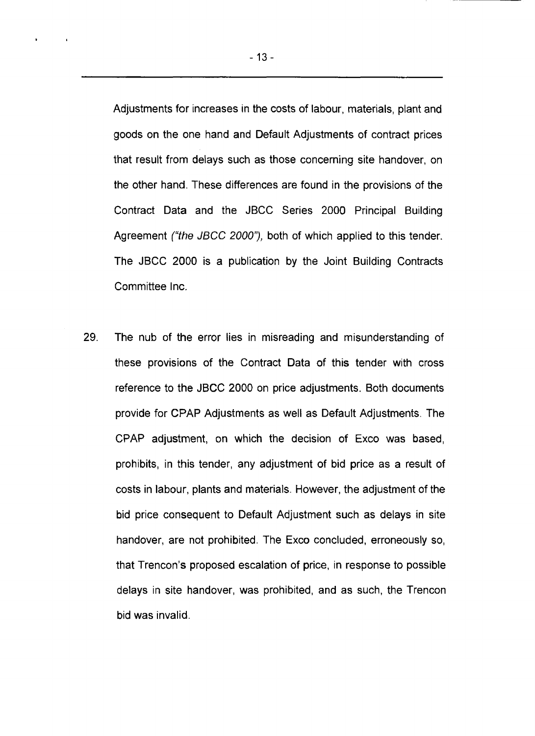Adjustments for increases in the costs of labour, materials, plant and goods on the one hand and Default Adjustments of contract prices that result from delays such as those concerning site handover, on the other hand. These differences are found in the provisions of the Contract Data and the JBCC Series 2000 Principal Building Agreement *("the JBCC 2000")*, both of which applied to this tender. The JBCC 2000 is a publication by the Joint Building Contracts Committee Inc.

29. The nub of the error lies in misreading and misunderstanding of these provisions of the Contract Data of this tender with cross reference to the JBCC 2000 on price adjustments. Both documents provide for CPAP Adjustments as well as Default Adjustments. The CPAP adjustment, on which the decision of Exco was based, prohibits, in this tender, any adjustment of bid price as a result of costs in labour, plants and materials. However, the adjustment of the bid price consequent to Default Adjustment such as delays in site handover, are not prohibited. The Exco concluded, erroneously so, that Trencon's proposed escalation of price, in response to possible delays in site handover, was prohibited, and as such, the Trencon bid was invalid.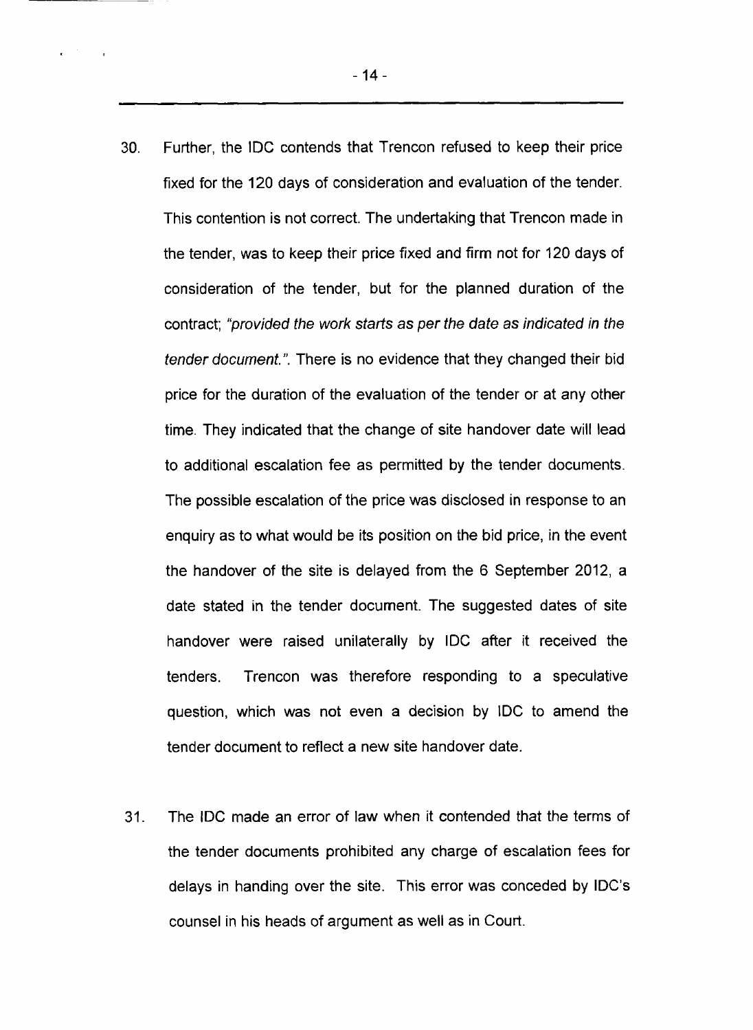30. Further, the IDC contends that Trencon refused to keep their price fixed for the 120 days of consideration and evaluation of the tender. This contention is not correct. The undertaking that Trencon made in the tender, was to keep their price fixed and firm not for 120 days of consideration of the tender, but for the planned duration of the contract; *"provided the work starts as per the date as indicated in the tender document."*. There is no evidence that they changed their bid price for the duration of the evaluation of the tender or at any other time. They indicated that the change of site handover date will lead to additional escalation fee as permitted by the tender documents. The possible escalation of the price was disclosed in response to an enquiry as to what would be its position on the bid price, in the event the handover of the site is delayed from the 6 September 2012, a date stated in the tender document. The suggested dates of site handover were raised unilaterally by IDC after it received the tenders. Trencon was therefore responding to a speculative question, which was not even a decision by IDC to amend the tender document to reflect a new site handover date.

31. The IDC made an error of law when it contended that the terms of the tender documents prohibited any charge of escalation fees for delays in handing over the site. This error was conceded by IDC's counsel in his heads of argument as well as in Court.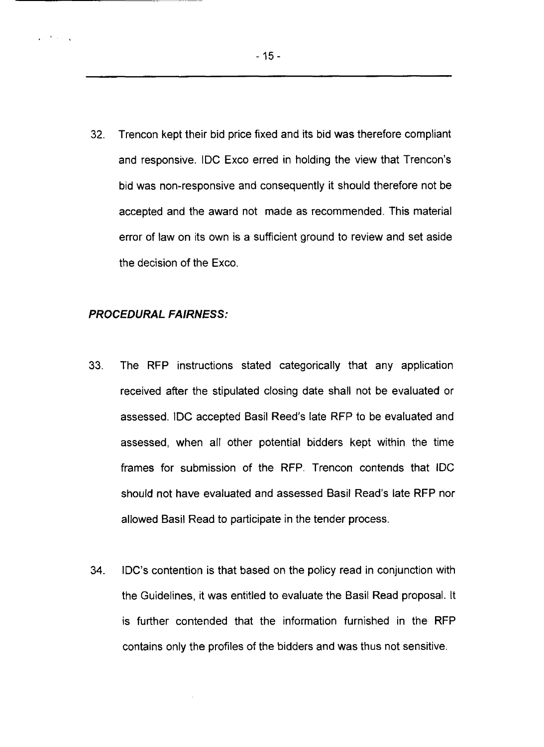32. Trencon kept their bid price fixed and its bid was therefore compliant and responsive. IDC Exco erred in holding the view that Trencon's bid was non-responsive and consequently it should therefore not be accepted and the award not made as recommended. This material error of law on its own is a sufficient ground to review and set aside the decision of the Exco.

***PROCEDURAL FAIRNESS:***

33. The RFP instructions stated categorically that any application received after the stipulated closing date shall not be evaluated or assessed. IDC accepted Basil Reed's late RFP to be evaluated and assessed, when all other potential bidders kept within the time frames for submission of the RFP. Trencon contends that IDC should not have evaluated and assessed Basil Read's late RFP nor allowed Basil Read to participate in the tender process.

34. IDC's contention is that based on the policy read in conjunction with the Guidelines, it was entitled to evaluate the Basil Read proposal. It is further contended that the information furnished in the RFP contains only the profiles of the bidders and was thus not sensitive.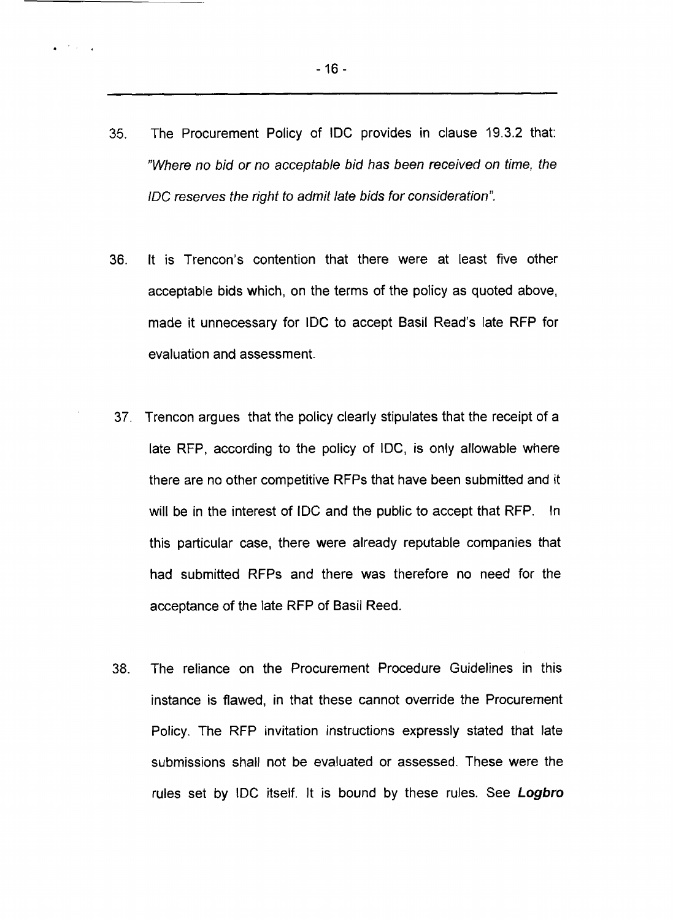35. The Procurement Policy of IDC provides in clause 19.3.2 that: *"Where no bid or no acceptable bid has been received on time, the IDC reserves the right to admit late bids for consideration".*

36. It is Trencon's contention that there were at least five other acceptable bids which, on the terms of the policy as quoted above, made it unnecessary for IDC to accept Basil Read's late RFP for evaluation and assessment.

37. Trencon argues that the policy clearly stipulates that the receipt of a late RFP, according to the policy of IDC, is only allowable where there are no other competitive RFPs that have been submitted and it will be in the interest of IDC and the public to accept that RFP. In this particular case, there were already reputable companies that had submitted RFPs and there was therefore no need for the acceptance of the late RFP of Basil Reed.

38. The reliance on the Procurement Procedure Guidelines in this instance is flawed, in that these cannot override the Procurement Policy. The RFP invitation instructions expressly stated that late submissions shall not be evaluated or assessed. These were the rules set by IDC itself. It is bound by these rules. See ***Logbro***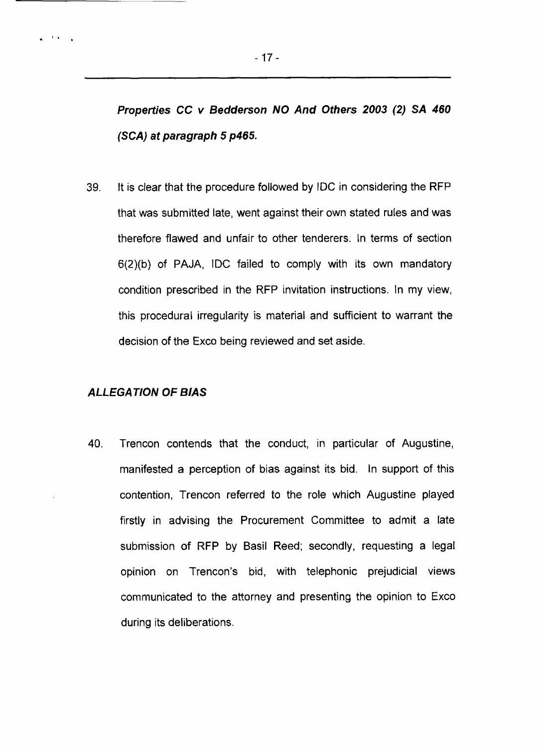***Properties CC v Bedderson NO And Others 2003 (2) SA 460 (SCA) at paragraph 5 p465.***

39. It is clear that the procedure followed by IDC in considering the RFP that was submitted late, went against their own stated rules and was therefore flawed and unfair to other tenderers. In terms of section 6(2)(b) of PAJA, IDC failed to comply with its own mandatory condition prescribed in the RFP invitation instructions. In my view, this procedural irregularity is material and sufficient to warrant the decision of the Exco being reviewed and set aside.

***ALLEGATION OF BIAS***

40. Trencon contends that the conduct, in particular of Augustine, manifested a perception of bias against its bid. In support of this contention, Trencon referred to the role which Augustine played firstly in advising the Procurement Committee to admit a late submission of RFP by Basil Reed; secondly, requesting a legal opinion on Trencon's bid, with telephonic prejudicial views communicated to the attorney and presenting the opinion to Exco during its deliberations.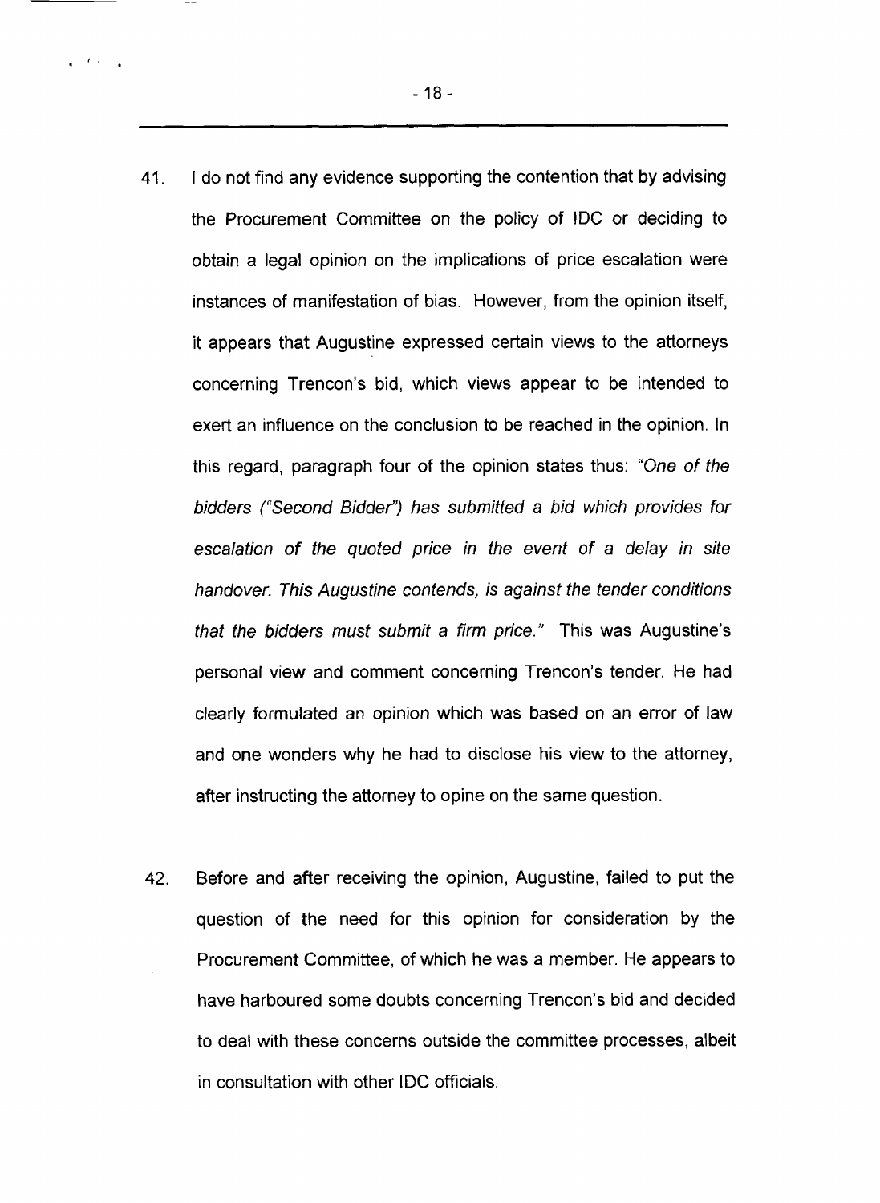41. I do not find any evidence supporting the contention that by advising the Procurement Committee on the policy of IDC or deciding to obtain a legal opinion on the implications of price escalation were instances of manifestation of bias. However, from the opinion itself, it appears that Augustine expressed certain views to the attorneys concerning Trencon's bid, which views appear to be intended to exert an influence on the conclusion to be reached in the opinion. In this regard, paragraph four of the opinion states thus: *"One of the bidders ("Second Bidder") has submitted a bid which provides for escalation of the quoted price in the event of a delay in site handover. This Augustine contends, is against the tender conditions that the bidders must submit a firm price."* This was Augustine's personal view and comment concerning Trencon's tender. He had clearly formulated an opinion which was based on an error of law and one wonders why he had to disclose his view to the attorney, after instructing the attorney to opine on the same question.

42. Before and after receiving the opinion, Augustine, failed to put the question of the need for this opinion for consideration by the Procurement Committee, of which he was a member. He appears to have harboured some doubts concerning Trencon's bid and decided to deal with these concerns outside the committee processes, albeit in consultation with other IDC officials.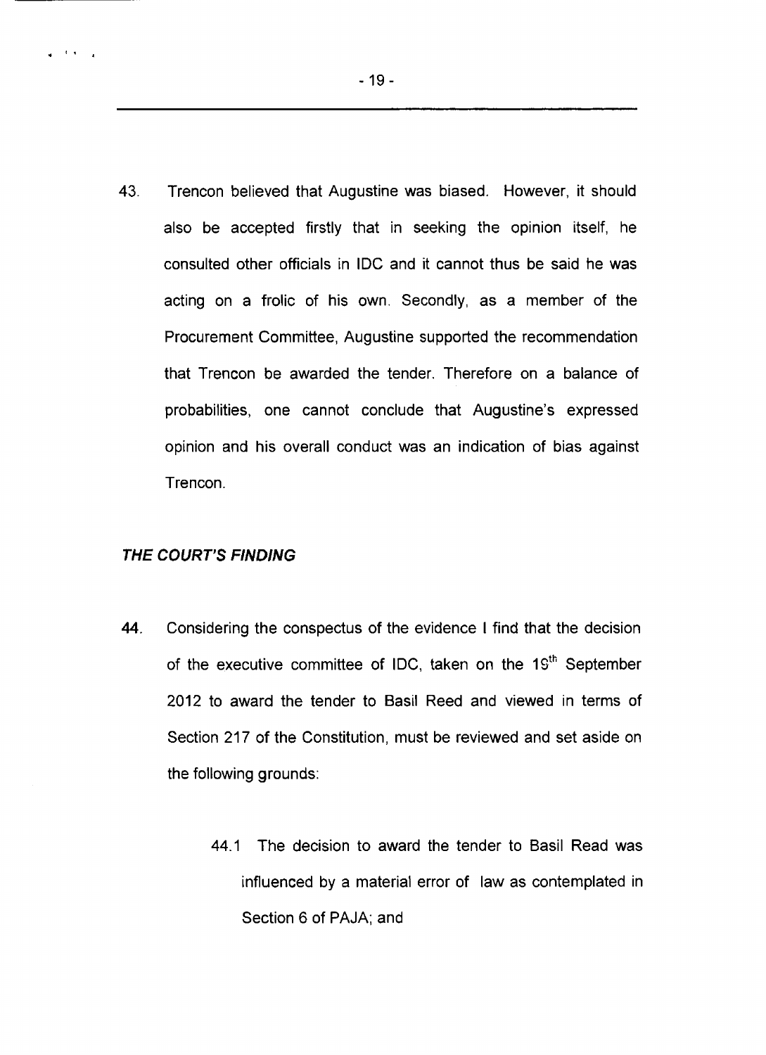43. Trencon believed that Augustine was biased. However, it should also be accepted firstly that in seeking the opinion itself, he consulted other officials in IDC and it cannot thus be said he was acting on a frolic of his own. Secondly, as a member of the Procurement Committee, Augustine supported the recommendation that Trencon be awarded the tender. Therefore on a balance of probabilities, one cannot conclude that Augustine's expressed opinion and his overall conduct was an indication of bias against Trencon.

***THE COURT'S FINDING***

**44.** Considering the conspectus of the evidence I find that the decision of the executive committee of IDC, taken on the 19th September 2012 to award the tender to Basil Reed and viewed in terms of Section 217 of the Constitution, must be reviewed and set aside on the following grounds:

44.1 The decision to award the tender to Basil Read was influenced by a material error of law as contemplated in Section 6 of PAJA; and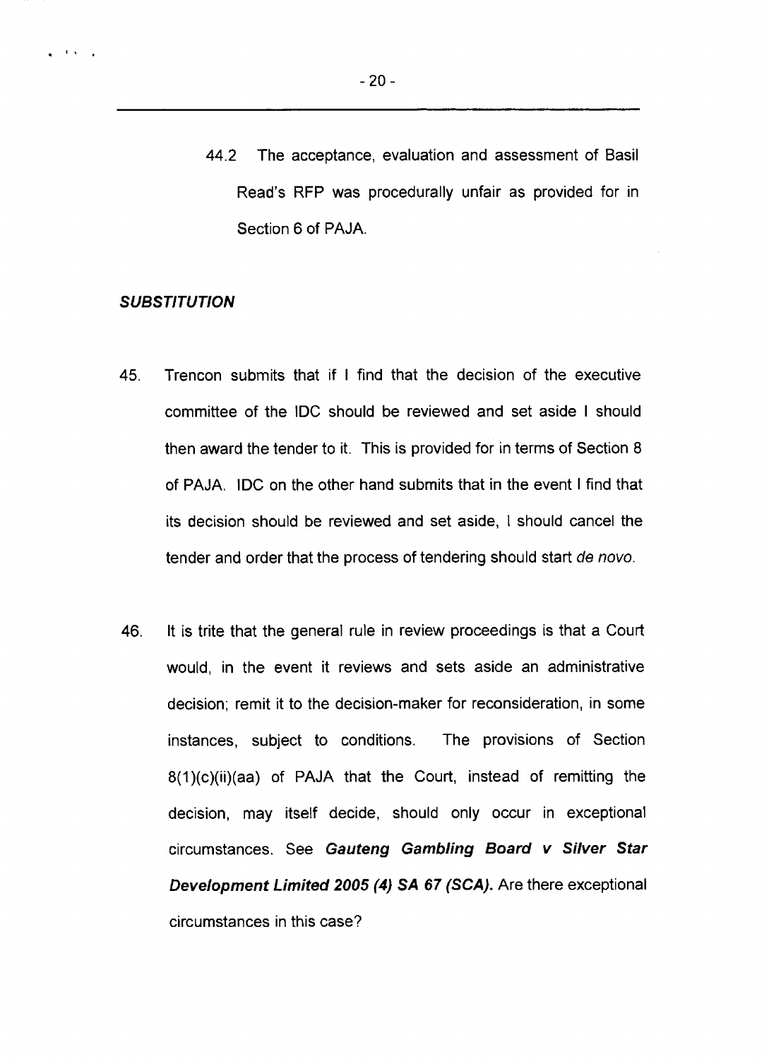44.2 The acceptance, evaluation and assessment of Basil Read's RFP was procedurally unfair as provided for in Section 6 of PAJA.

***SUBSTITUTION***

45. Trencon submits that if I find that the decision of the executive committee of the IDC should be reviewed and set aside I should then award the tender to it. This is provided for in terms of Section 8 of PAJA. IDC on the other hand submits that in the event I find that its decision should be reviewed and set aside, I should cancel the tender and order that the process of tendering should start *de novo*.

46. It is trite that the general rule in review proceedings is that a Court would, in the event it reviews and sets aside an administrative decision; remit it to the decision-maker for reconsideration, in some instances, subject to conditions. The provisions of Section 8(1)(c)(ii)(aa) of PAJA that the Court, instead of remitting the decision, may itself decide, should only occur in exceptional circumstances. See ***Gauteng Gambling Board v Silver Star Development Limited 2005 (4) SA 67 (SCA).*** Are there exceptional circumstances in this case?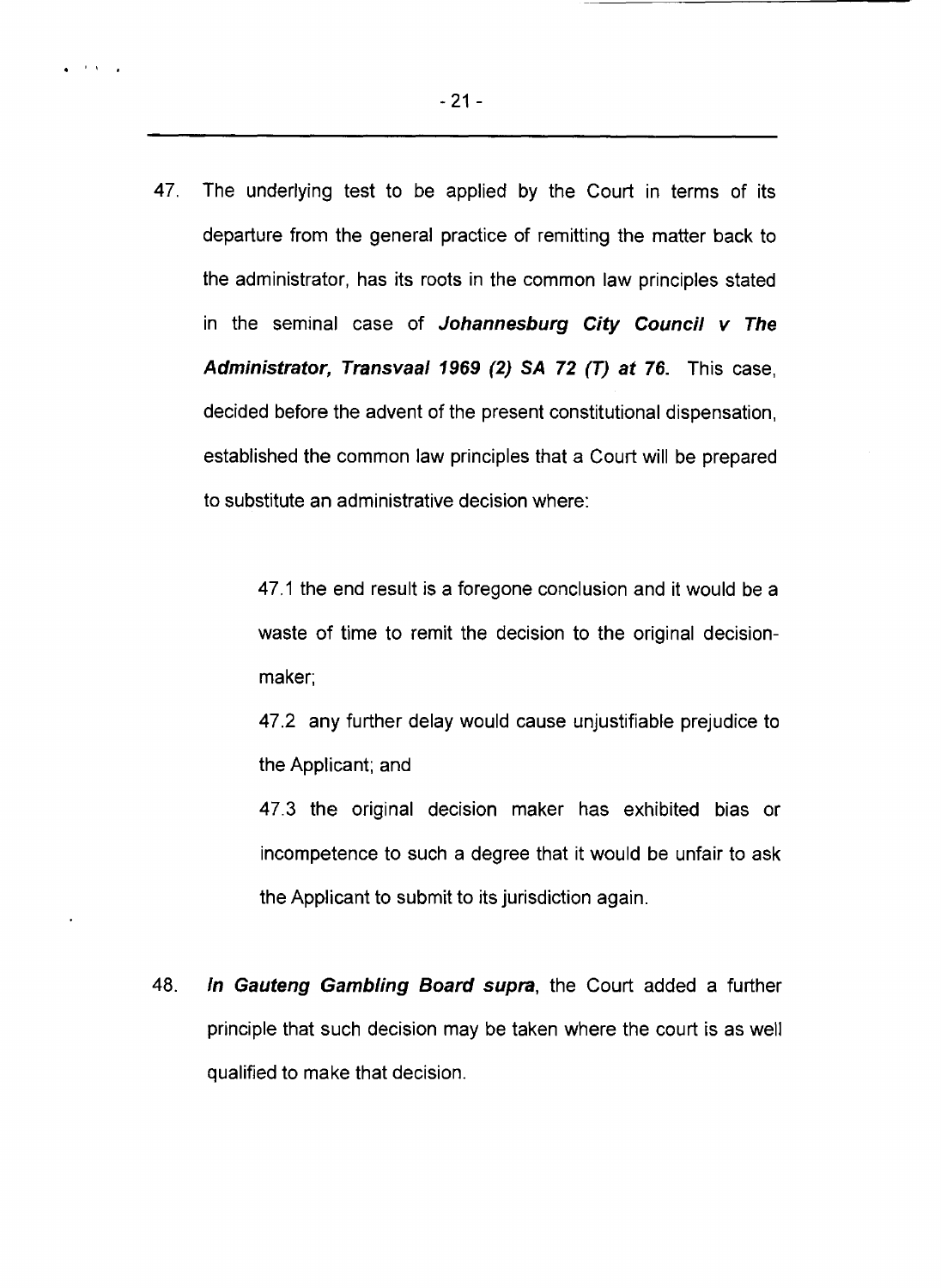47. The underlying test to be applied by the Court in terms of its departure from the general practice of remitting the matter back to the administrator, has its roots in the common law principles stated in the seminal case of ***Johannesburg City Council v The Administrator, Transvaal 1969 (2) SA 72 (T) at 76.*** This case, decided before the advent of the present constitutional dispensation, established the common law principles that a Court will be prepared to substitute an administrative decision where:

    47.1 the end result is a foregone conclusion and it would be a waste of time to remit the decision to the original decision-maker;

    47.2 any further delay would cause unjustifiable prejudice to the Applicant; and

    47.3 the original decision maker has exhibited bias or incompetence to such a degree that it would be unfair to ask the Applicant to submit to its jurisdiction again.

48. ***In Gauteng Gambling Board supra***, the Court added a further principle that such decision may be taken where the court is as well qualified to make that decision.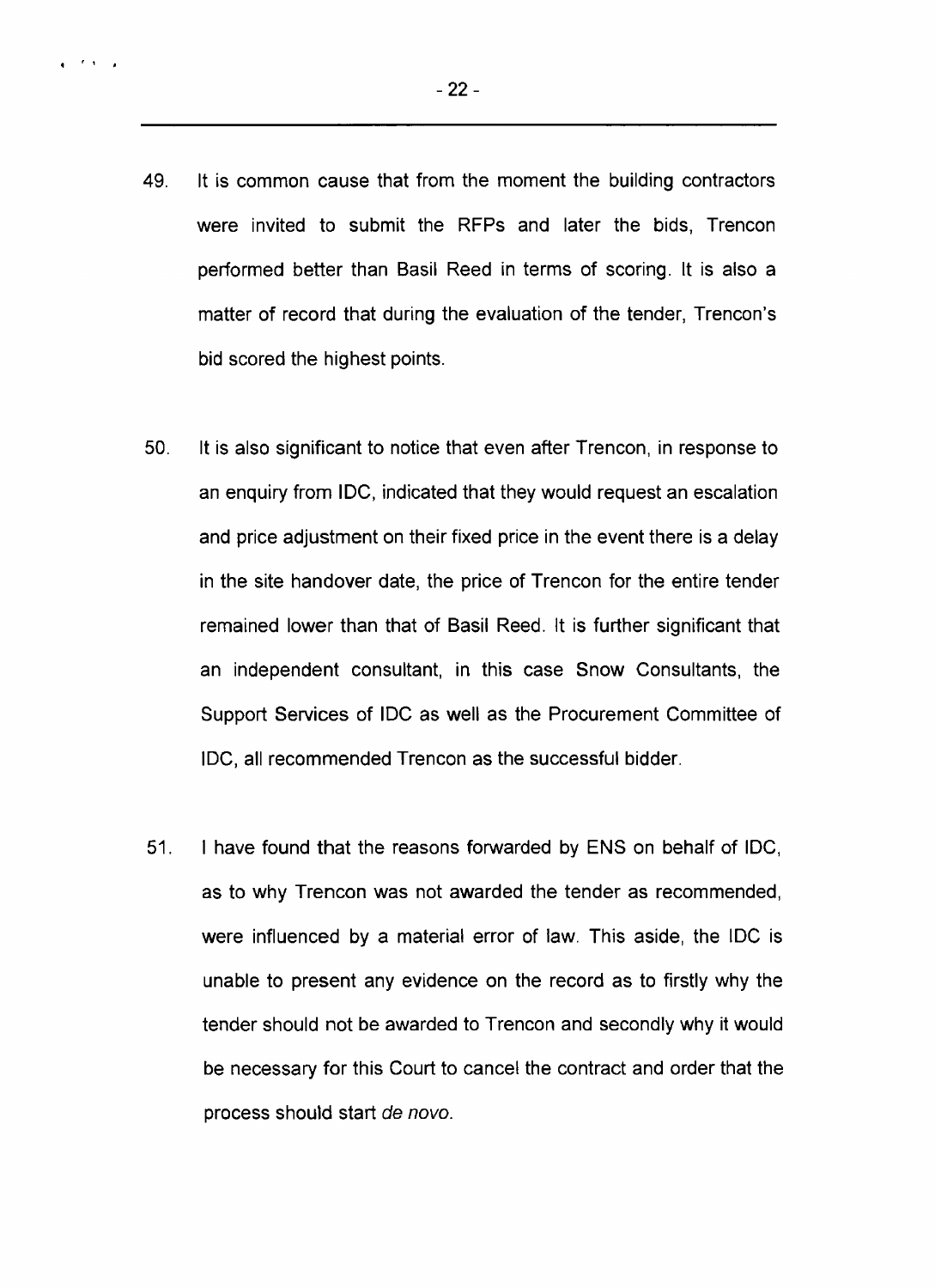49. It is common cause that from the moment the building contractors were invited to submit the RFPs and later the bids, Trencon performed better than Basil Reed in terms of scoring. It is also a matter of record that during the evaluation of the tender, Trencon's bid scored the highest points.

50. It is also significant to notice that even after Trencon, in response to an enquiry from IDC, indicated that they would request an escalation and price adjustment on their fixed price in the event there is a delay in the site handover date, the price of Trencon for the entire tender remained lower than that of Basil Reed. It is further significant that an independent consultant, in this case Snow Consultants, the Support Services of IDC as well as the Procurement Committee of IDC, all recommended Trencon as the successful bidder.

51. I have found that the reasons forwarded by ENS on behalf of IDC, as to why Trencon was not awarded the tender as recommended, were influenced by a material error of law. This aside, the IDC is unable to present any evidence on the record as to firstly why the tender should not be awarded to Trencon and secondly why it would be necessary for this Court to cancel the contract and order that the process should start *de novo*.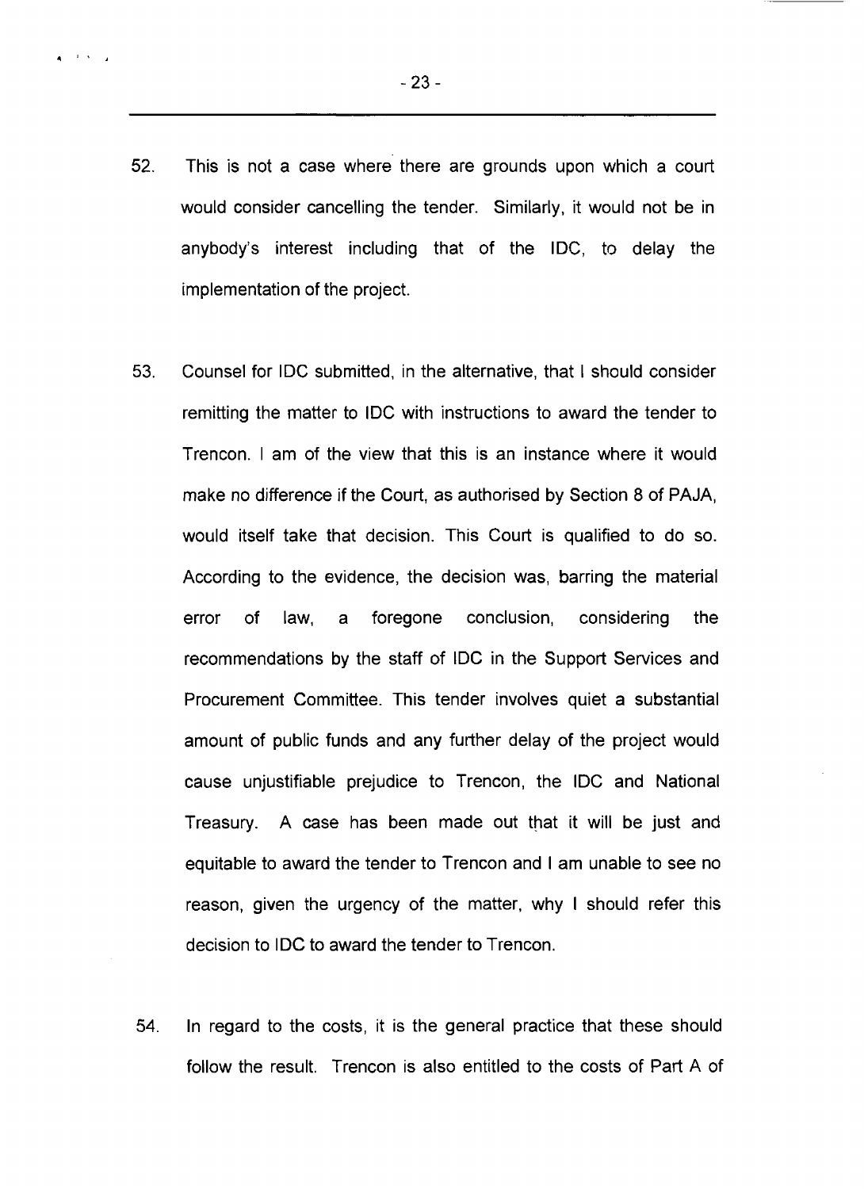52. This is not a case where there are grounds upon which a court would consider cancelling the tender. Similarly, it would not be in anybody's interest including that of the IDC, to delay the implementation of the project.

53. Counsel for IDC submitted, in the alternative, that I should consider remitting the matter to IDC with instructions to award the tender to Trencon. I am of the view that this is an instance where it would make no difference if the Court, as authorised by Section 8 of PAJA, would itself take that decision. This Court is qualified to do so. According to the evidence, the decision was, barring the material error of law, a foregone conclusion, considering the recommendations by the staff of IDC in the Support Services and Procurement Committee. This tender involves quiet a substantial amount of public funds and any further delay of the project would cause unjustifiable prejudice to Trencon, the IDC and National Treasury. A case has been made out that it will be just and equitable to award the tender to Trencon and I am unable to see no reason, given the urgency of the matter, why I should refer this decision to IDC to award the tender to Trencon.

54. In regard to the costs, it is the general practice that these should follow the result. Trencon is also entitled to the costs of Part A of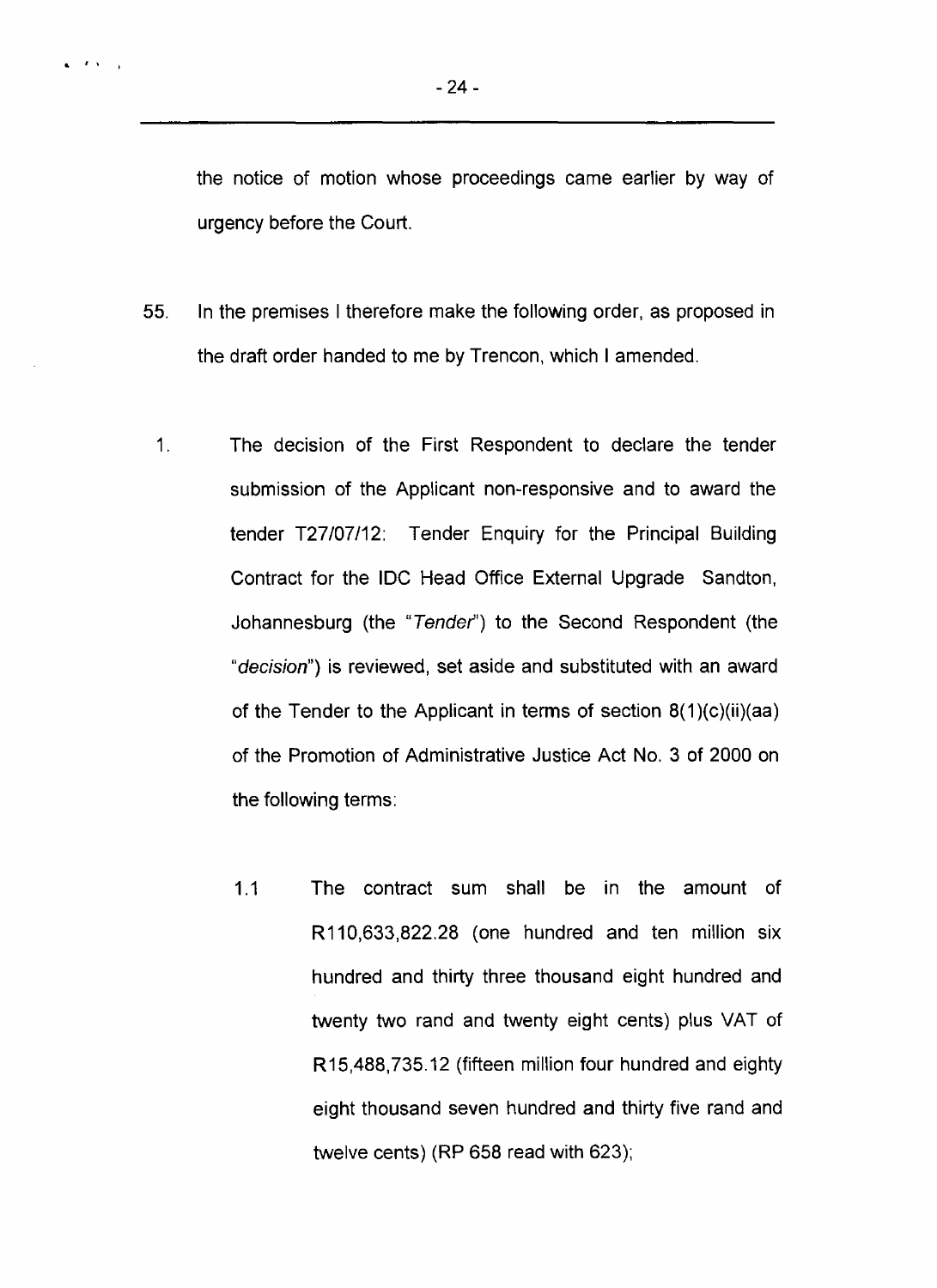the notice of motion whose proceedings came earlier by way of urgency before the Court.

55. In the premises I therefore make the following order, as proposed in the draft order handed to me by Trencon, which I amended.

1. The decision of the First Respondent to declare the tender submission of the Applicant non-responsive and to award the tender T27/07/12: Tender Enquiry for the Principal Building Contract for the IDC Head Office External Upgrade Sandton, Johannesburg (the "*Tender*") to the Second Respondent (the "*decision*") is reviewed, set aside and substituted with an award of the Tender to the Applicant in terms of section 8(1)(c)(ii)(aa) of the Promotion of Administrative Justice Act No. 3 of 2000 on the following terms:

   1.1 The contract sum shall be in the amount of R110,633,822.28 (one hundred and ten million six hundred and thirty three thousand eight hundred and twenty two rand and twenty eight cents) plus VAT of R15,488,735.12 (fifteen million four hundred and eighty eight thousand seven hundred and thirty five rand and twelve cents) (RP 658 read with 623);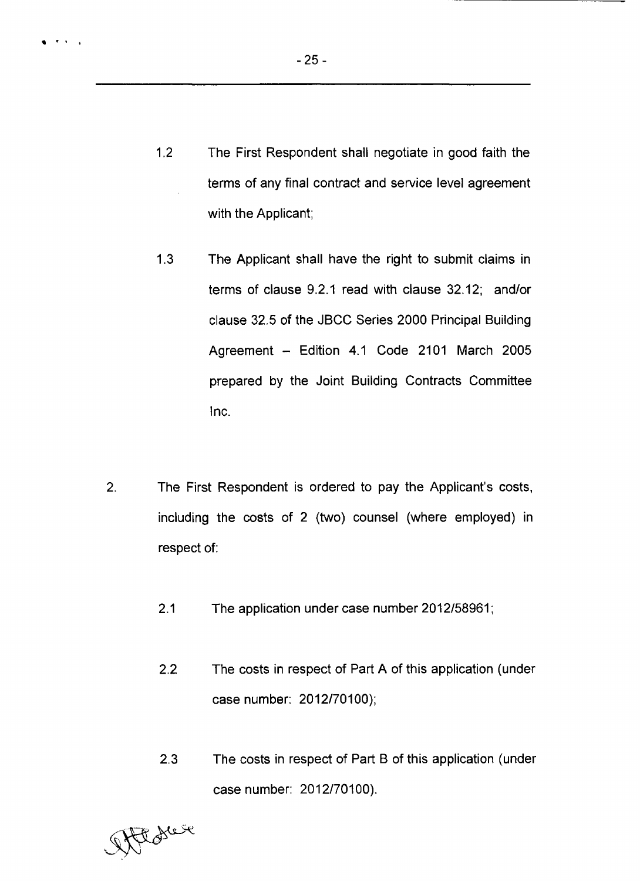1.2 The First Respondent shall negotiate in good faith the terms of any final contract and service level agreement with the Applicant;

1.3 The Applicant shall have the right to submit claims in terms of clause 9.2.1 read with clause 32.12; and/or clause 32.5 of the JBCC Series 2000 Principal Building Agreement – Edition 4.1 Code 2101 March 2005 prepared by the Joint Building Contracts Committee Inc.

2. The First Respondent is ordered to pay the Applicant's costs, including the costs of 2 (two) counsel (where employed) in respect of:

2.1 The application under case number 2012/58961;

2.2 The costs in respect of Part A of this application (under case number: 2012/70100);

2.3 The costs in respect of Part B of this application (under case number: 2012/70100).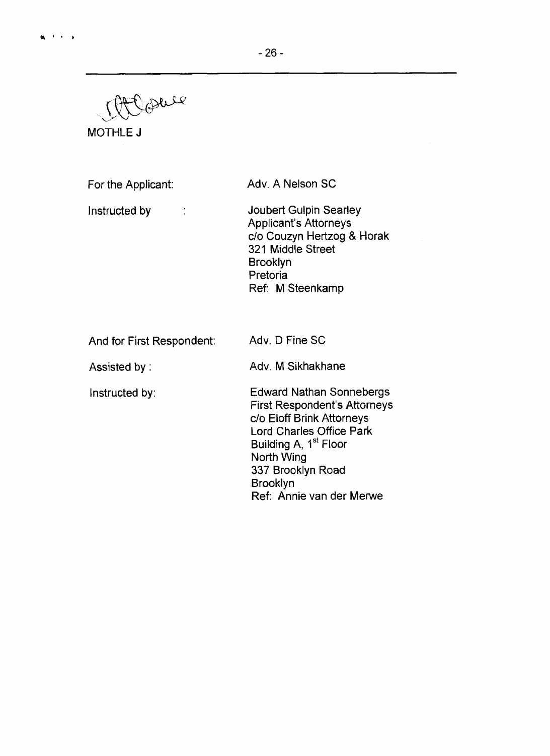MOTHLE J

| | |
|---|---|
| For the Applicant: | Adv. A Nelson SC |
| Instructed by : | Joubert Gulpin Searley<br>Applicant's Attorneys<br>c/o Couzyn Hertzog & Horak<br>321 Middle Street<br>Brooklyn<br>Pretoria<br>Ref: M Steenkamp |
| And for First Respondent: | Adv. D Fine SC |
| Assisted by : | Adv. M Sikhakhane |
| Instructed by: | Edward Nathan Sonnebergs<br>First Respondent's Attorneys<br>c/o Eloff Brink Attorneys<br>Lord Charles Office Park<br>Building A, 1st Floor<br>North Wing<br>337 Brooklyn Road<br>Brooklyn<br>Ref: Annie van der Merwe |